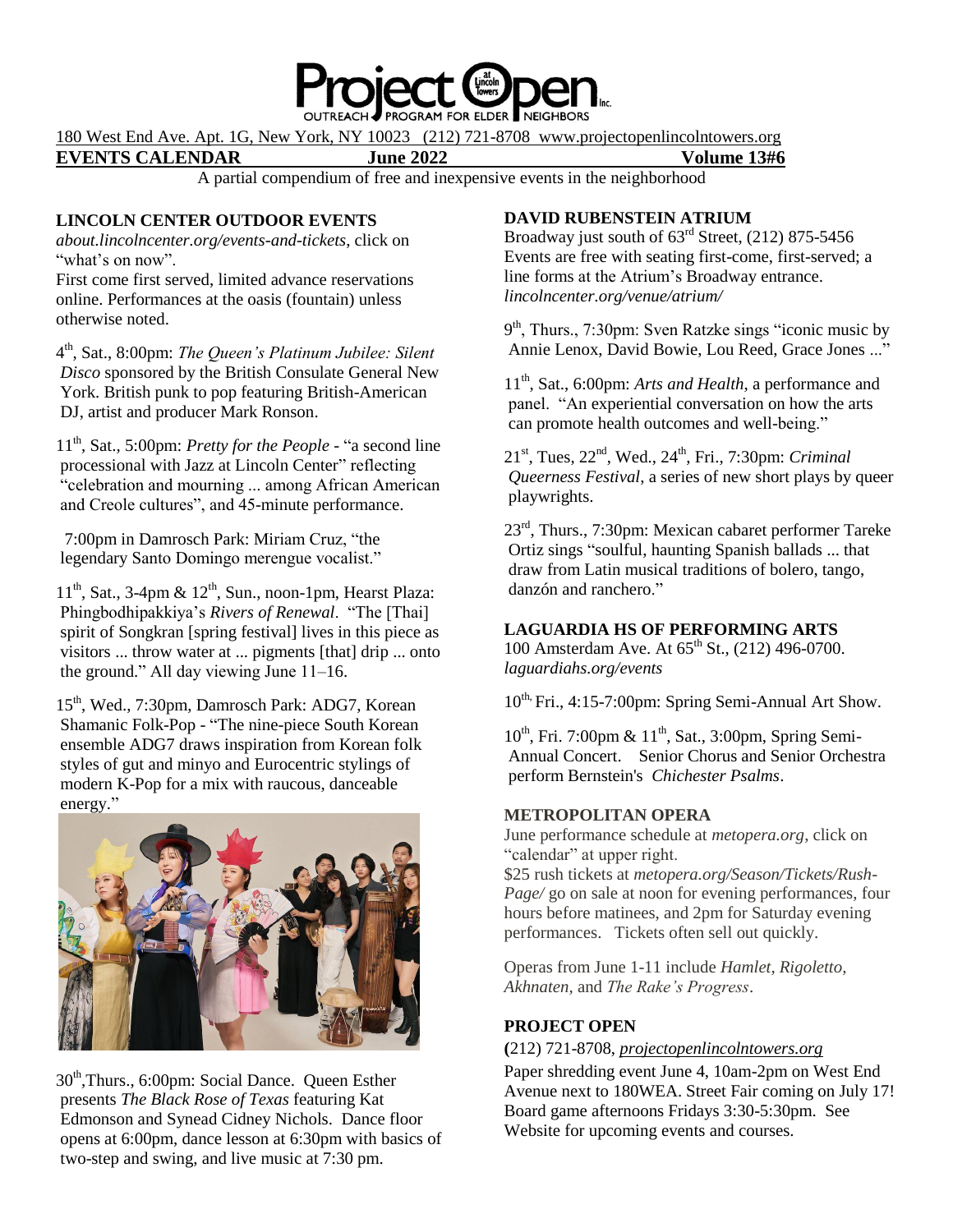# Project Open

OUTREACH PROGRAM FOR ELDER NEIGHBORS

180 West End Ave. Apt. 1G, New York, NY 10023 (212) 721-8708 www.projectopenlincolntowers.org

**EVENTS CALENDAR** **June 2022** **Volume 13#6**

A partial compendium of free and inexpensive events in the neighborhood

## LINCOLN CENTER OUTDOOR EVENTS

*about.lincolncenter.org/events-and-tickets*, click on "what's on now".

First come first served, limited advance reservations online. Performances at the oasis (fountain) unless otherwise noted.

4th, Sat., 8:00pm: *The Queen's Platinum Jubilee: Silent Disco* sponsored by the British Consulate General New York. British punk to pop featuring British-American DJ, artist and producer Mark Ronson.

11th, Sat., 5:00pm: *Pretty for the People* - "a second line processional with Jazz at Lincoln Center" reflecting "celebration and mourning ... among African American and Creole cultures", and 45-minute performance.

7:00pm in Damrosch Park: Miriam Cruz, "the legendary Santo Domingo merengue vocalist."

11th, Sat., 3-4pm & 12th, Sun., noon-1pm, Hearst Plaza: Phingbodhipakkiya's *Rivers of Renewal*. "The [Thai] spirit of Songkran [spring festival] lives in this piece as visitors ... throw water at ... pigments [that] drip ... onto the ground." All day viewing June 11–16.

15th, Wed., 7:30pm, Damrosch Park: ADG7, Korean Shamanic Folk-Pop - "The nine-piece South Korean ensemble ADG7 draws inspiration from Korean folk styles of gut and minyo and Eurocentric stylings of modern K-Pop for a mix with raucous, danceable energy."

30th, Thurs., 6:00pm: Social Dance. Queen Esther presents *The Black Rose of Texas* featuring Kat Edmonson and Synead Cidney Nichols. Dance floor opens at 6:00pm, dance lesson at 6:30pm with basics of two-step and swing, and live music at 7:30 pm.

## DAVID RUBENSTEIN ATRIUM

Broadway just south of 63rd Street, (212) 875-5456

Events are free with seating first-come, first-served; a line forms at the Atrium's Broadway entrance.

*lincolncenter.org/venue/atrium/*

9th, Thurs., 7:30pm: Sven Ratzke sings "iconic music by Annie Lenox, David Bowie, Lou Reed, Grace Jones ..."

11th, Sat., 6:00pm: *Arts and Health*, a performance and panel. "An experiential conversation on how the arts can promote health outcomes and well-being."

21st, Tues, 22nd, Wed., 24th, Fri., 7:30pm: *Criminal Queerness Festival*, a series of new short plays by queer playwrights.

23rd, Thurs., 7:30pm: Mexican cabaret performer Tareke Ortiz sings "soulful, haunting Spanish ballads ... that draw from Latin musical traditions of bolero, tango, danzón and ranchero."

## LAGUARDIA HS OF PERFORMING ARTS

100 Amsterdam Ave. At 65th St., (212) 496-0700.

*laguardiahs.org/events*

10th, Fri., 4:15-7:00pm: Spring Semi-Annual Art Show.

10th, Fri. 7:00pm & 11th, Sat., 3:00pm, Spring Semi-Annual Concert. Senior Chorus and Senior Orchestra perform Bernstein's *Chichester Psalms*.

## METROPOLITAN OPERA

June performance schedule at *metopera.org*, click on "calendar" at upper right.

$25 rush tickets at *metopera.org/Season/Tickets/Rush-Page/* go on sale at noon for evening performances, four hours before matinees, and 2pm for Saturday evening performances. Tickets often sell out quickly.

Operas from June 1-11 include *Hamlet, Rigoletto, Akhnaten,* and *The Rake's Progress*.

## PROJECT OPEN

(212) 721-8708, *projectopenlincolntowers.org*

Paper shredding event June 4, 10am-2pm on West End Avenue next to 180WEA. Street Fair coming on July 17! Board game afternoons Fridays 3:30-5:30pm. See Website for upcoming events and courses.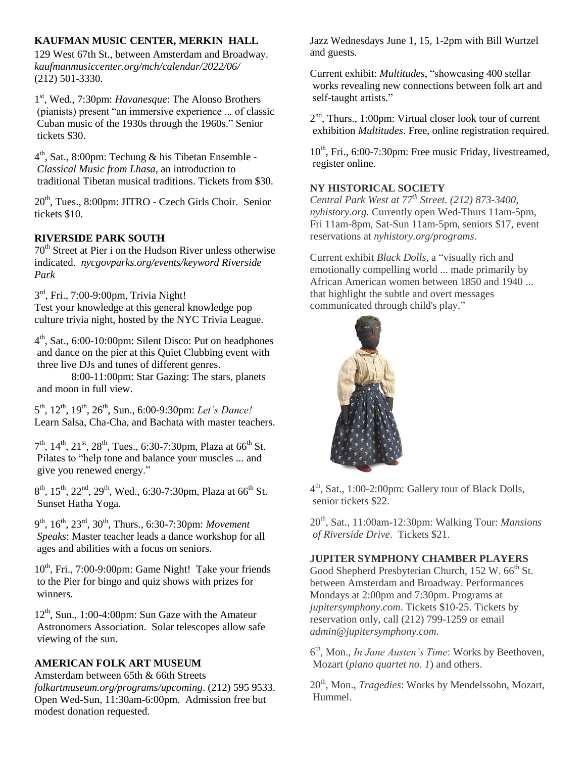**KAUFMAN MUSIC CENTER, MERKIN HALL**

129 West 67th St., between Amsterdam and Broadway. *kaufmanmusiccenter.org/mch/calendar/2022/06/* (212) 501-3330.

1st, Wed., 7:30pm: *Havanesque*: The Alonso Brothers (pianists) present "an immersive experience ... of classic Cuban music of the 1930s through the 1960s." Senior tickets $30.

4th, Sat., 8:00pm: Techung & his Tibetan Ensemble - *Classical Music from Lhasa*, an introduction to traditional Tibetan musical traditions. Tickets from $30.

20th, Tues., 8:00pm: JITRO - Czech Girls Choir. Senior tickets $10.

**RIVERSIDE PARK SOUTH**

70th Street at Pier i on the Hudson River unless otherwise indicated. *nycgovparks.org/events/keyword Riverside Park*

3rd, Fri., 7:00-9:00pm, Trivia Night!
Test your knowledge at this general knowledge pop culture trivia night, hosted by the NYC Trivia League.

4th, Sat., 6:00-10:00pm: Silent Disco: Put on headphones and dance on the pier at this Quiet Clubbing event with three live DJs and tunes of different genres.
8:00-11:00pm: Star Gazing: The stars, planets and moon in full view.

5th, 12th, 19th, 26th, Sun., 6:00-9:30pm: *Let's Dance!* Learn Salsa, Cha-Cha, and Bachata with master teachers.

7th, 14th, 21st, 28th, Tues., 6:30-7:30pm, Plaza at 66th St. Pilates to "help tone and balance your muscles ... and give you renewed energy."

8th, 15th, 22nd, 29th, Wed., 6:30-7:30pm, Plaza at 66th St. Sunset Hatha Yoga.

9th, 16th, 23rd, 30th, Thurs., 6:30-7:30pm: *Movement Speaks*: Master teacher leads a dance workshop for all ages and abilities with a focus on seniors.

10th, Fri., 7:00-9:00pm: Game Night! Take your friends to the Pier for bingo and quiz shows with prizes for winners.

12th, Sun., 1:00-4:00pm: Sun Gaze with the Amateur Astronomers Association. Solar telescopes allow safe viewing of the sun.

**AMERICAN FOLK ART MUSEUM**

Amsterdam between 65th & 66th Streets *folkartmuseum.org/programs/upcoming*. (212) 595 9533. Open Wed-Sun, 11:30am-6:00pm. Admission free but modest donation requested.

Jazz Wednesdays June 1, 15, 1-2pm with Bill Wurtzel and guests.

Current exhibit: *Multitudes*, "showcasing 400 stellar works revealing new connections between folk art and self-taught artists."

2nd, Thurs., 1:00pm: Virtual closer look tour of current exhibition *Multitudes*. Free, online registration required.

10th, Fri., 6:00-7:30pm: Free music Friday, livestreamed, register online.

**NY HISTORICAL SOCIETY**

*Central Park West at 77th Street. (212) 873-3400, nyhistory.org.* Currently open Wed-Thurs 11am-5pm, Fri 11am-8pm, Sat-Sun 11am-5pm, seniors $17, event reservations at *nyhistory.org/programs*.

Current exhibit *Black Dolls*, a "visually rich and emotionally compelling world ... made primarily by African American women between 1850 and 1940 ... that highlight the subtle and overt messages communicated through child's play."

4th, Sat., 1:00-2:00pm: Gallery tour of Black Dolls, senior tickets $22.

20th, Sat., 11:00am-12:30pm: Walking Tour: *Mansions of Riverside Drive*. Tickets $21.

**JUPITER SYMPHONY CHAMBER PLAYERS**

Good Shepherd Presbyterian Church, 152 W. 66th St. between Amsterdam and Broadway. Performances Mondays at 2:00pm and 7:30pm. Programs at *jupitersymphony.com*. Tickets $10-25. Tickets by reservation only, call (212) 799-1259 or email *admin@jupitersymphony.com*.

6th, Mon., *In Jane Austen's Time*: Works by Beethoven, Mozart (*piano quartet no. 1*) and others.

20th, Mon., *Tragedies*: Works by Mendelssohn, Mozart, Hummel.